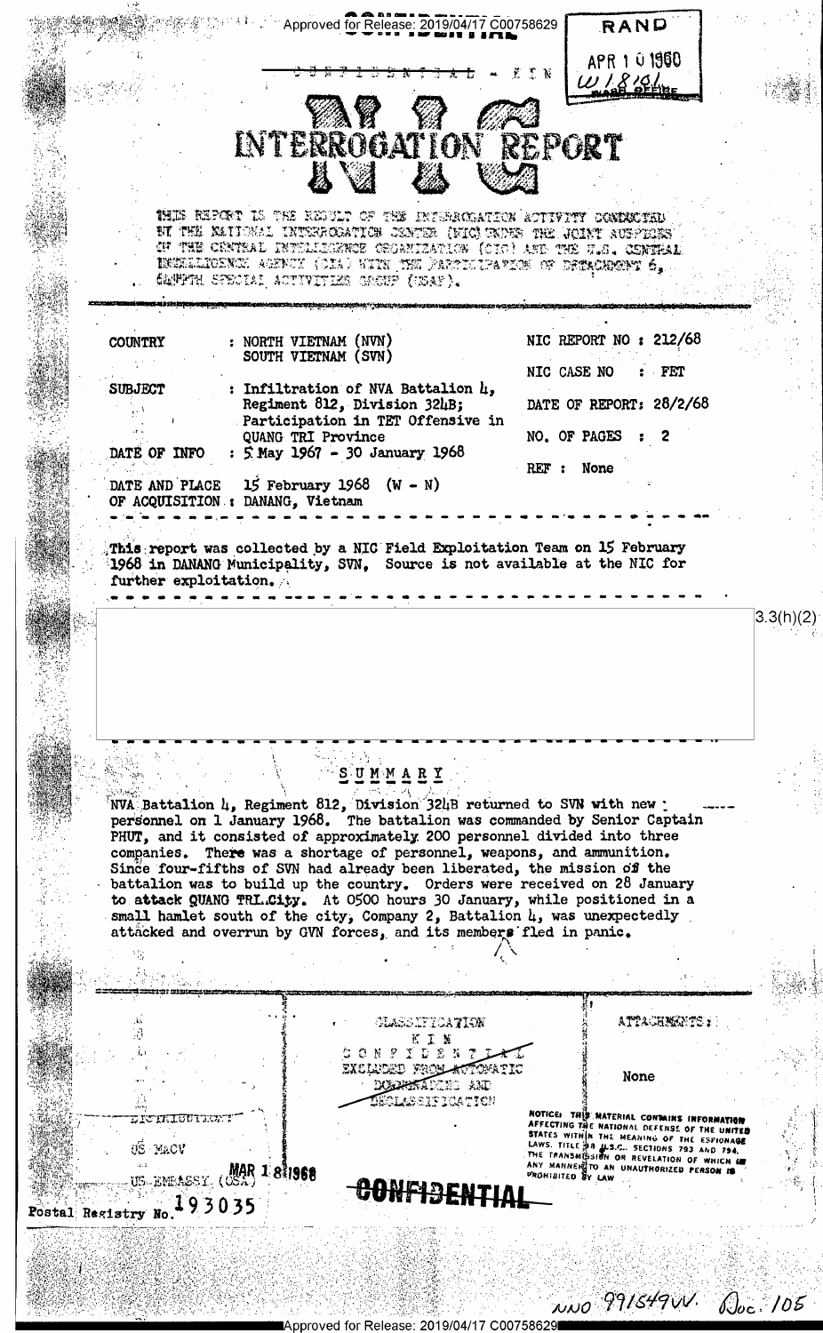Approved for Release: 2019/04/17 C00758629

RAND
APR 10 1968
W 18181

CONFIDENTIAL - KIN

# NIC INTERROGATION REPORT

THIS REPORT IS THE RESULT OF THE INTERROGATION ACTIVITY CONDUCTED BY THE NATIONAL INTERROGATION CENTER (NIC) UNDER THE JOINT AUSPICES OF THE CENTRAL INTELLIGENCE ORGANIZATION (CIO) AND THE U.S. CENTRAL INTELLIGENCE AGENCY (CIA) WITH THE PARTICIPATION OF DETACHMENT 6, 6499TH SPECIAL ACTIVITIES GROUP (USAF).

| | | | |
|---|---|---|---|
| COUNTRY | : NORTH VIETNAM (NVN) SOUTH VIETNAM (SVN) | NIC REPORT NO | : 212/68 |
| | | NIC CASE NO | : FET |
| SUBJECT | : Infiltration of NVA Battalion 4, Regiment 812, Division 324B; Participation in TET Offensive in QUANG TRI Province | DATE OF REPORT | : 28/2/68 |
| | | NO. OF PAGES | : 2 |
| DATE OF INFO | : 5 May 1967 - 30 January 1968 | REF | : None |
| DATE AND PLACE OF ACQUISITION | : 15 February 1968 (W - N) DANANG, Vietnam | | |

This report was collected by a NIC Field Exploitation Team on 15 February 1968 in DANANG Municipality, SVN. Source is not available at the NIC for further exploitation.

3.3(h)(2)

## SUMMARY

NVA Battalion 4, Regiment 812, Division 324B returned to SVN with new personnel on 1 January 1968. The battalion was commanded by Senior Captain PHUT, and it consisted of approximately 200 personnel divided into three companies. There was a shortage of personnel, weapons, and ammunition. Since four-fifths of SVN had already been liberated, the mission of the battalion was to build up the country. Orders were received on 28 January to attack QUANG TRI City. At 0500 hours 30 January, while positioned in a small hamlet south of the city, Company 2, Battalion 4, was unexpectedly attacked and overrun by GVN forces, and its members fled in panic.

| DISTRIBUTION | CLASSIFICATION | ATTACHMENTS |
|---|---|---|
| US MACV | KIN CONFIDENTIAL EXCLUDED FROM AUTOMATIC DOWNGRADING AND DECLASSIFICATION | None |
| US EMBASSY (OSA) MAR 18 1968 | | |

NOTICE: THIS MATERIAL CONTAINS INFORMATION AFFECTING THE NATIONAL DEFENSE OF THE UNITED STATES WITHIN THE MEANING OF THE ESPIONAGE LAWS, TITLE 18 U.S.C., SECTIONS 793 AND 794, THE TRANSMISSION OR REVELATION OF WHICH IN ANY MANNER TO AN UNAUTHORIZED PERSON IS PROHIBITED BY LAW

CONFIDENTIAL

Postal Registry No. 193035

NND 991549 VV. Doc. 105

Approved for Release: 2019/04/17 C00758629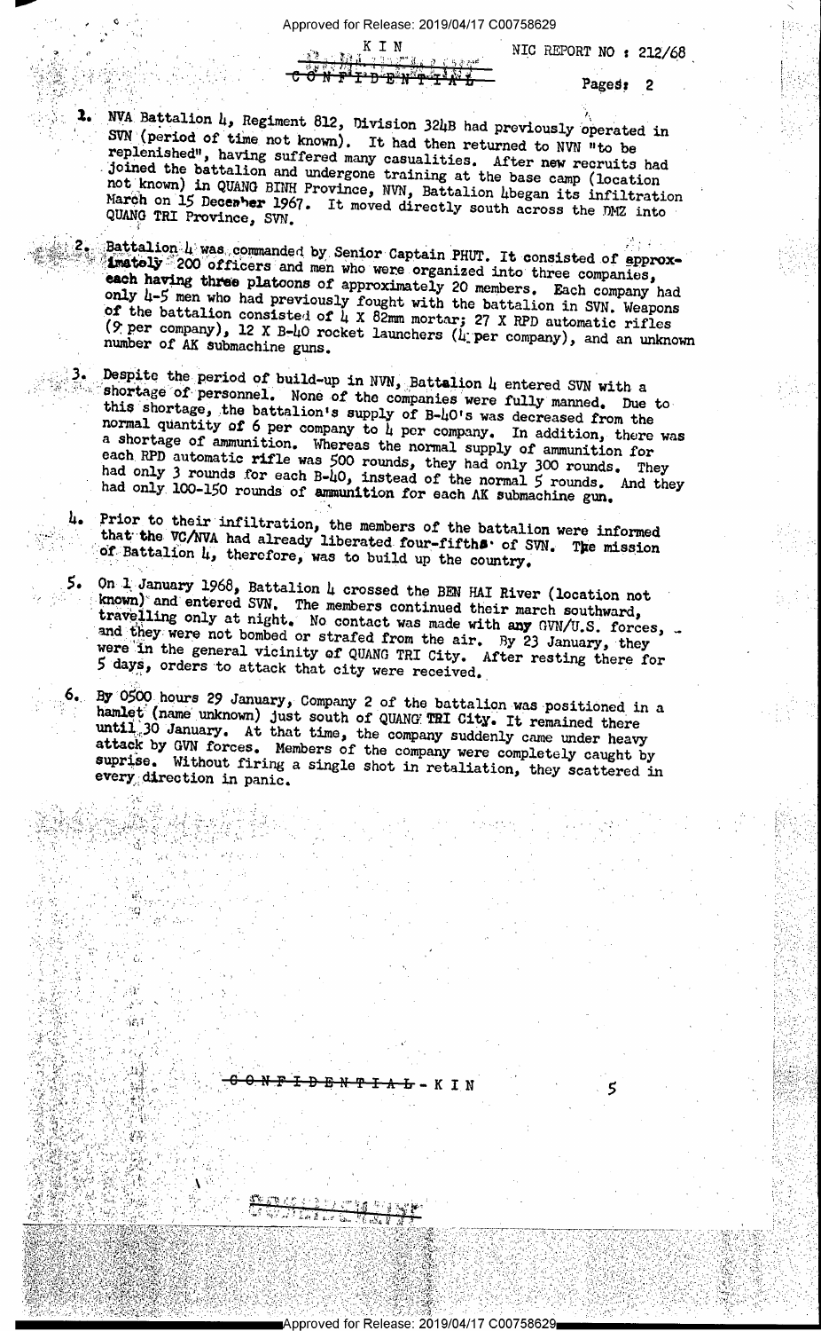KIN

~~CONFIDENTIAL~~

NIC REPORT NO : 212/68

Pages: 2

1. NVA Battalion 4, Regiment 812, Division 324B had previously operated in SVN (period of time not known). It had then returned to NVN "to be replenished", having suffered many casualities. After new recruits had joined the battalion and undergone training at the base camp (location not known) in QUANG BINH Province, NVN, Battalion 4began its infiltration March on 15 December 1967. It moved directly south across the DMZ into QUANG TRI Province, SVN.

2. Battalion 4 was commanded by Senior Captain PHUT. It consisted of approximately 200 officers and men who were organized into three companies, each having three platoons of approximately 20 members. Each company had only 4-5 men who had previously fought with the battalion in SVN. Weapons of the battalion consisted of 4 X 82mm mortar; 27 X RPD automatic rifles (9 per company), 12 X B-40 rocket launchers (4 per company), and an unknown number of AK submachine guns.

3. Despite the period of build-up in NVN, Battalion 4 entered SVN with a shortage of personnel. None of the companies were fully manned. Due to this shortage, the battalion's supply of B-40's was decreased from the normal quantity of 6 per company to 4 per company. In addition, there was a shortage of ammunition. Whereas the normal supply of ammunition for each RPD automatic rifle was 500 rounds, they had only 300 rounds. They had only 3 rounds for each B-40, instead of the normal 5 rounds. And they had only 100-150 rounds of ammunition for each AK submachine gun.

4. Prior to their infiltration, the members of the battalion were informed that the VC/NVA had already liberated four-fifths of SVN. The mission of Battalion 4, therefore, was to build up the country.

5. On 1 January 1968, Battalion 4 crossed the BEN HAI River (location not known) and entered SVN. The members continued their march southward, travelling only at night. No contact was made with any GVN/U.S. forces, and they were not bombed or strafed from the air. By 23 January, they were in the general vicinity of QUANG TRI City. After resting there for 5 days, orders to attack that city were received.

6. By 0500 hours 29 January, Company 2 of the battalion was positioned in a hamlet (name unknown) just south of QUANG TRI City. It remained there until 30 January. At that time, the company suddenly came under heavy attack by GVN forces. Members of the company were completely caught by suprise. Without firing a single shot in retaliation, they scattered in every direction in panic.

~~CONFIDENTIAL~~ - KIN